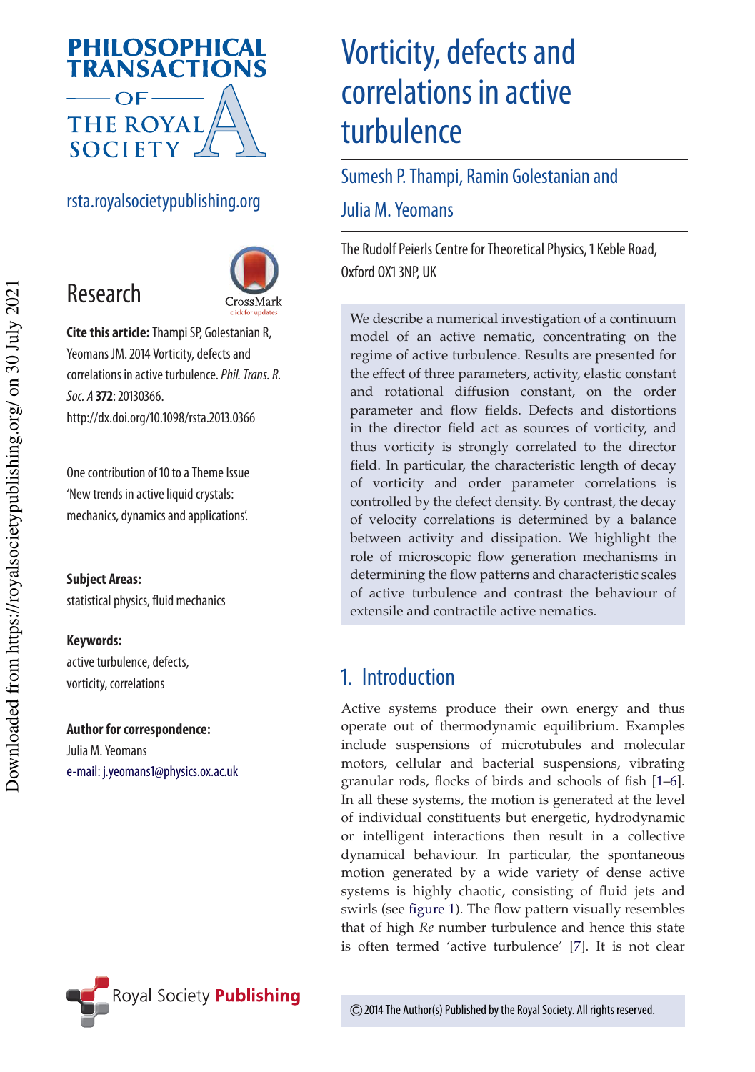# Vorticity, defects and correlations in active turbulence

Sumesh P. Thampi, Ramin Golestanian and Julia M. Yeomans

The Rudolf Peierls Centre for Theoretical Physics, 1 Keble Road, Oxford OX1 3NP, UK

**Research**

**Cite this article:** Thampi SP, Golestanian R, Yeomans JM. 2014 Vorticity, defects and correlations in active turbulence. *Phil. Trans. R. Soc. A* **372**: 20130366. http://dx.doi.org/10.1098/rsta.2013.0366

One contribution of 10 to a Theme Issue 'New trends in active liquid crystals: mechanics, dynamics and applications'.

**Subject Areas:**
statistical physics, fluid mechanics

**Keywords:**
active turbulence, defects, vorticity, correlations

**Author for correspondence:**
Julia M. Yeomans
e-mail: j.yeomans1@physics.ox.ac.uk

We describe a numerical investigation of a continuum model of an active nematic, concentrating on the regime of active turbulence. Results are presented for the effect of three parameters, activity, elastic constant and rotational diffusion constant, on the order parameter and flow fields. Defects and distortions in the director field act as sources of vorticity, and thus vorticity is strongly correlated to the director field. In particular, the characteristic length of decay of vorticity and order parameter correlations is controlled by the defect density. By contrast, the decay of velocity correlations is determined by a balance between activity and dissipation. We highlight the role of microscopic flow generation mechanisms in determining the flow patterns and characteristic scales of active turbulence and contrast the behaviour of extensile and contractile active nematics.

## 1. Introduction

Active systems produce their own energy and thus operate out of thermodynamic equilibrium. Examples include suspensions of microtubules and molecular motors, cellular and bacterial suspensions, vibrating granular rods, flocks of birds and schools of fish [1–6]. In all these systems, the motion is generated at the level of individual constituents but energetic, hydrodynamic or intelligent interactions then result in a collective dynamical behaviour. In particular, the spontaneous motion generated by a wide variety of dense active systems is highly chaotic, consisting of fluid jets and swirls (see figure 1). The flow pattern visually resembles that of high *Re* number turbulence and hence this state is often termed 'active turbulence' [7]. It is not clear

© 2014 The Author(s) Published by the Royal Society. All rights reserved.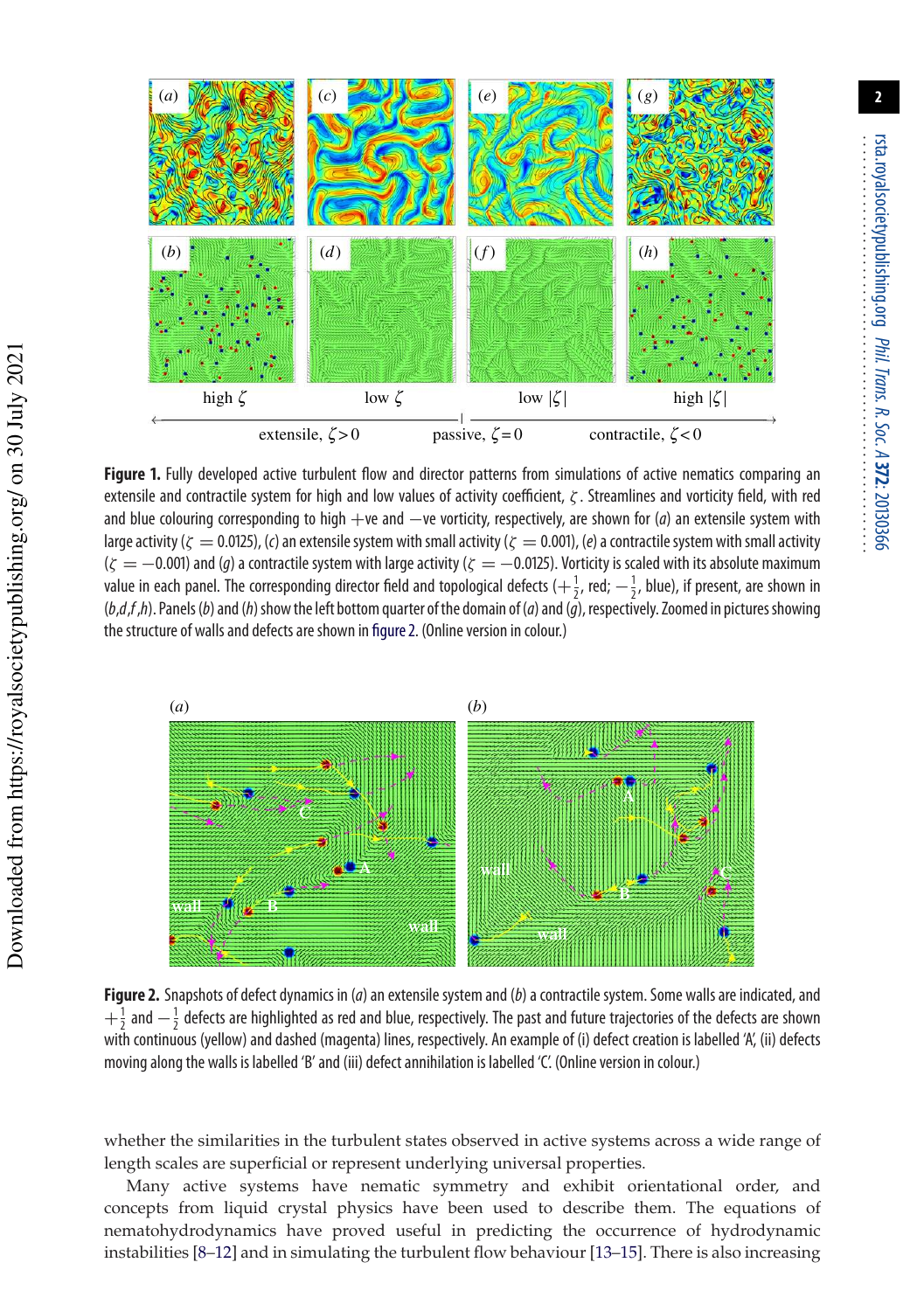**Figure 1.** Fully developed active turbulent flow and director patterns from simulations of active nematics comparing an extensile and contractile system for high and low values of activity coefficient, $\zeta$. Streamlines and vorticity field, with red and blue colouring corresponding to high +ve and −ve vorticity, respectively, are shown for (*a*) an extensile system with large activity ($\zeta = 0.0125$), (*c*) an extensile system with small activity ($\zeta = 0.001$), (*e*) a contractile system with small activity ($\zeta = -0.001$) and (*g*) a contractile system with large activity ($\zeta = -0.0125$). Vorticity is scaled with its absolute maximum value in each panel. The corresponding director field and topological defects ($+\frac{1}{2}$, red; $-\frac{1}{2}$, blue), if present, are shown in (*b*,*d*,*f*,*h*). Panels (*b*) and (*h*) show the left bottom quarter of the domain of (*a*) and (*g*), respectively. Zoomed in pictures showing the structure of walls and defects are shown in figure 2. (Online version in colour.)

**Figure 2.** Snapshots of defect dynamics in (*a*) an extensile system and (*b*) a contractile system. Some walls are indicated, and $+\frac{1}{2}$ and $-\frac{1}{2}$ defects are highlighted as red and blue, respectively. The past and future trajectories of the defects are shown with continuous (yellow) and dashed (magenta) lines, respectively. An example of (i) defect creation is labelled 'A', (ii) defects moving along the walls is labelled 'B' and (iii) defect annihilation is labelled 'C'. (Online version in colour.)

whether the similarities in the turbulent states observed in active systems across a wide range of length scales are superficial or represent underlying universal properties.

Many active systems have nematic symmetry and exhibit orientational order, and concepts from liquid crystal physics have been used to describe them. The equations of nematohydrodynamics have proved useful in predicting the occurrence of hydrodynamic instabilities [8–12] and in simulating the turbulent flow behaviour [13–15]. There is also increasing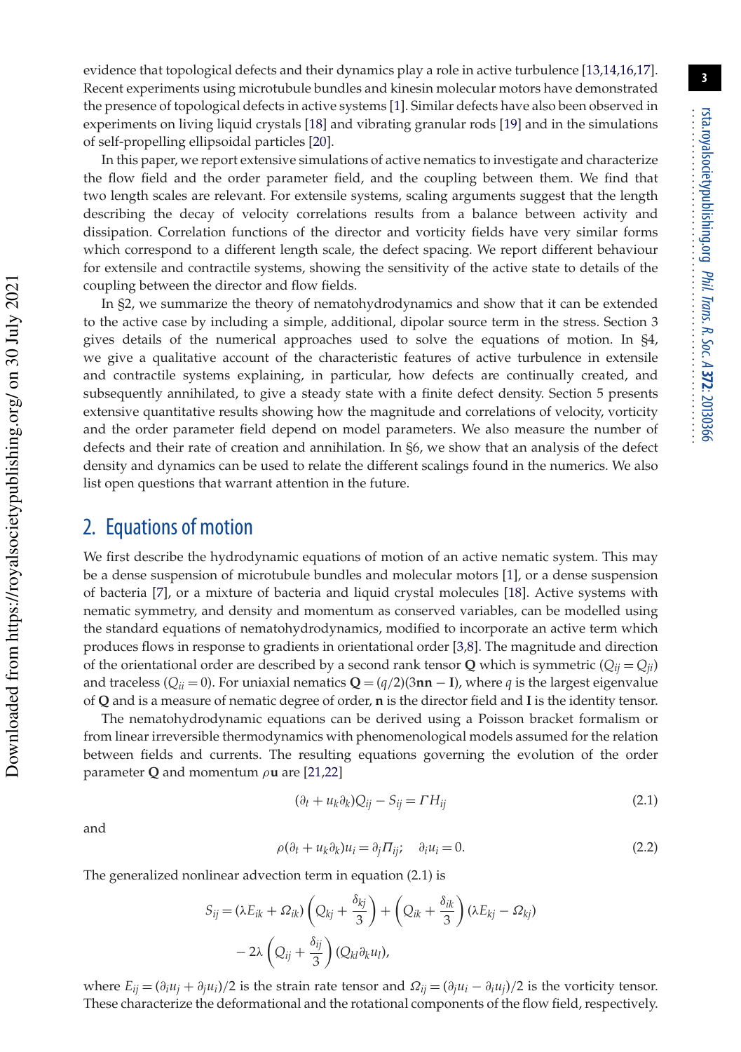evidence that topological defects and their dynamics play a role in active turbulence [13,14,16,17]. Recent experiments using microtubule bundles and kinesin molecular motors have demonstrated the presence of topological defects in active systems [1]. Similar defects have also been observed in experiments on living liquid crystals [18] and vibrating granular rods [19] and in the simulations of self-propelling ellipsoidal particles [20].

In this paper, we report extensive simulations of active nematics to investigate and characterize the flow field and the order parameter field, and the coupling between them. We find that two length scales are relevant. For extensile systems, scaling arguments suggest that the length describing the decay of velocity correlations results from a balance between activity and dissipation. Correlation functions of the director and vorticity fields have very similar forms which correspond to a different length scale, the defect spacing. We report different behaviour for extensile and contractile systems, showing the sensitivity of the active state to details of the coupling between the director and flow fields.

In §2, we summarize the theory of nematohydrodynamics and show that it can be extended to the active case by including a simple, additional, dipolar source term in the stress. Section 3 gives details of the numerical approaches used to solve the equations of motion. In §4, we give a qualitative account of the characteristic features of active turbulence in extensile and contractile systems explaining, in particular, how defects are continually created, and subsequently annihilated, to give a steady state with a finite defect density. Section 5 presents extensive quantitative results showing how the magnitude and correlations of velocity, vorticity and the order parameter field depend on model parameters. We also measure the number of defects and their rate of creation and annihilation. In §6, we show that an analysis of the defect density and dynamics can be used to relate the different scalings found in the numerics. We also list open questions that warrant attention in the future.

## 2. Equations of motion

We first describe the hydrodynamic equations of motion of an active nematic system. This may be a dense suspension of microtubule bundles and molecular motors [1], or a dense suspension of bacteria [7], or a mixture of bacteria and liquid crystal molecules [18]. Active systems with nematic symmetry, and density and momentum as conserved variables, can be modelled using the standard equations of nematohydrodynamics, modified to incorporate an active term which produces flows in response to gradients in orientational order [3,8]. The magnitude and direction of the orientational order are described by a second rank tensor $\mathbf{Q}$ which is symmetric ($Q_{ij} = Q_{ji}$) and traceless ($Q_{ii} = 0$). For uniaxial nematics $\mathbf{Q} = (q/2)(3\mathbf{nn} - \mathbf{I})$, where $q$ is the largest eigenvalue of $\mathbf{Q}$ and is a measure of nematic degree of order, $\mathbf{n}$ is the director field and $\mathbf{I}$ is the identity tensor.

The nematohydrodynamic equations can be derived using a Poisson bracket formalism or from linear irreversible thermodynamics with phenomenological models assumed for the relation between fields and currents. The resulting equations governing the evolution of the order parameter $\mathbf{Q}$ and momentum $\rho\mathbf{u}$ are [21,22]

$$(\partial_t + u_k\partial_k)Q_{ij} - S_{ij} = \Gamma H_{ij} \tag{2.1}$$

and

$$\rho(\partial_t + u_k\partial_k)u_i = \partial_j \Pi_{ij}; \quad \partial_i u_i = 0. \tag{2.2}$$

The generalized nonlinear advection term in equation (2.1) is

$$S_{ij} = (\lambda E_{ik} + \Omega_{ik})\left(Q_{kj} + \frac{\delta_{kj}}{3}\right) + \left(Q_{ik} + \frac{\delta_{ik}}{3}\right)(\lambda E_{kj} - \Omega_{kj})$$
$$- 2\lambda\left(Q_{ij} + \frac{\delta_{ij}}{3}\right)(Q_{kl}\partial_k u_l),$$

where $E_{ij} = (\partial_i u_j + \partial_j u_i)/2$ is the strain rate tensor and $\Omega_{ij} = (\partial_j u_i - \partial_i u_j)/2$ is the vorticity tensor. These characterize the deformational and the rotational components of the flow field, respectively.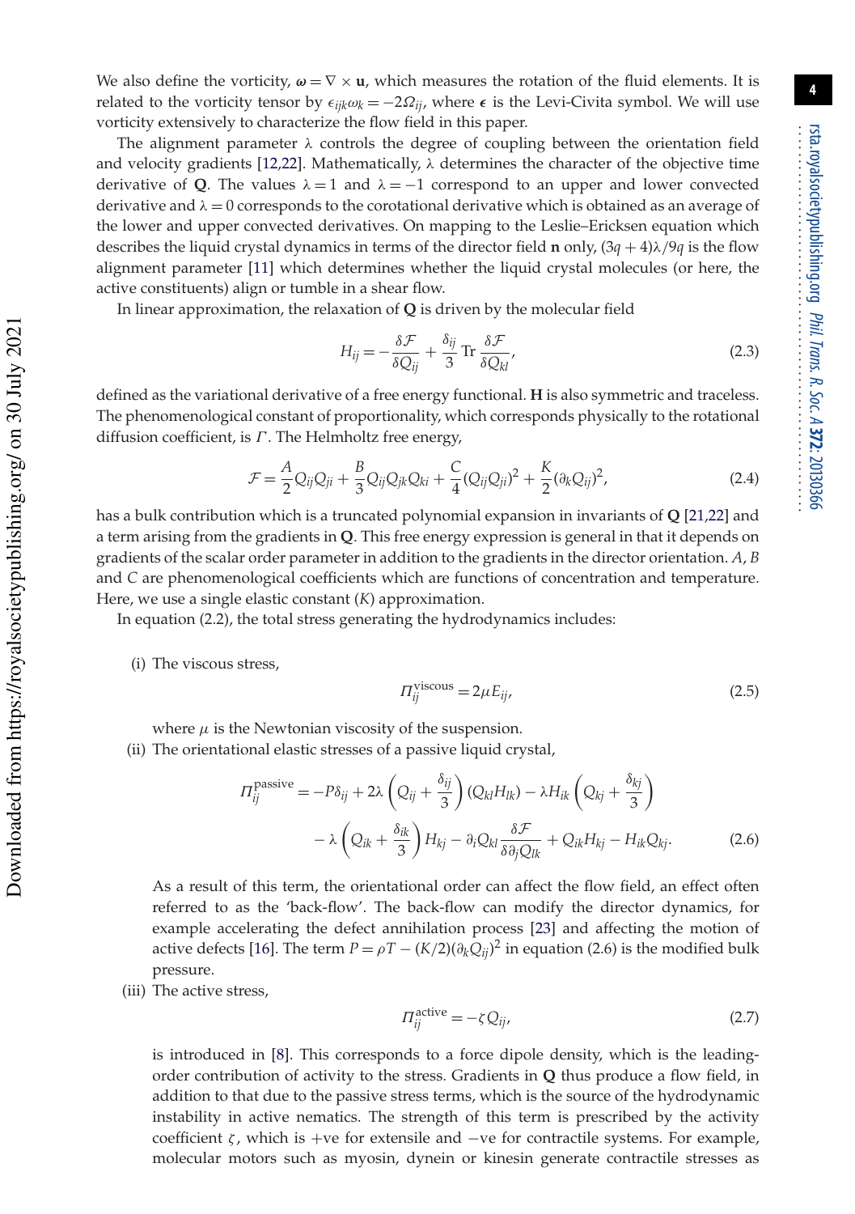We also define the vorticity, $\boldsymbol{\omega} = \nabla \times \mathbf{u}$, which measures the rotation of the fluid elements. It is related to the vorticity tensor by $\epsilon_{ijk}\omega_k = -2\Omega_{ij}$, where $\boldsymbol{\epsilon}$ is the Levi-Civita symbol. We will use vorticity extensively to characterize the flow field in this paper.

The alignment parameter $\lambda$ controls the degree of coupling between the orientation field and velocity gradients [12,22]. Mathematically, $\lambda$ determines the character of the objective time derivative of $\mathbf{Q}$. The values $\lambda = 1$ and $\lambda = -1$ correspond to an upper and lower convected derivative and $\lambda = 0$ corresponds to the corotational derivative which is obtained as an average of the lower and upper convected derivatives. On mapping to the Leslie–Ericksen equation which describes the liquid crystal dynamics in terms of the director field $\mathbf{n}$ only, $(3q+4)\lambda/9q$ is the flow alignment parameter [11] which determines whether the liquid crystal molecules (or here, the active constituents) align or tumble in a shear flow.

In linear approximation, the relaxation of $\mathbf{Q}$ is driven by the molecular field

$$H_{ij} = -\frac{\delta \mathcal{F}}{\delta Q_{ij}} + \frac{\delta_{ij}}{3}\,\mathrm{Tr}\,\frac{\delta \mathcal{F}}{\delta Q_{kl}}, \tag{2.3}$$

defined as the variational derivative of a free energy functional. $\mathbf{H}$ is also symmetric and traceless. The phenomenological constant of proportionality, which corresponds physically to the rotational diffusion coefficient, is $\Gamma$. The Helmholtz free energy,

$$\mathcal{F} = \frac{A}{2}Q_{ij}Q_{ji} + \frac{B}{3}Q_{ij}Q_{jk}Q_{ki} + \frac{C}{4}(Q_{ij}Q_{ji})^2 + \frac{K}{2}(\partial_k Q_{ij})^2, \tag{2.4}$$

has a bulk contribution which is a truncated polynomial expansion in invariants of $\mathbf{Q}$ [21,22] and a term arising from the gradients in $\mathbf{Q}$. This free energy expression is general in that it depends on gradients of the scalar order parameter in addition to the gradients in the director orientation. $A$, $B$ and $C$ are phenomenological coefficients which are functions of concentration and temperature. Here, we use a single elastic constant ($K$) approximation.

In equation (2.2), the total stress generating the hydrodynamics includes:

(i) The viscous stress,

$$\Pi_{ij}^{\text{viscous}} = 2\mu E_{ij}, \tag{2.5}$$

where $\mu$ is the Newtonian viscosity of the suspension.

(ii) The orientational elastic stresses of a passive liquid crystal,

$$\begin{aligned}\Pi_{ij}^{\text{passive}} = {} & -P\delta_{ij} + 2\lambda\left(Q_{ij} + \frac{\delta_{ij}}{3}\right)(Q_{kl}H_{lk}) - \lambda H_{ik}\left(Q_{kj} + \frac{\delta_{kj}}{3}\right) \\ & - \lambda\left(Q_{ik} + \frac{\delta_{ik}}{3}\right)H_{kj} - \partial_i Q_{kl}\frac{\delta \mathcal{F}}{\delta \partial_j Q_{lk}} + Q_{ik}H_{kj} - H_{ik}Q_{kj}.\end{aligned} \tag{2.6}$$

As a result of this term, the orientational order can affect the flow field, an effect often referred to as the 'back-flow'. The back-flow can modify the director dynamics, for example accelerating the defect annihilation process [23] and affecting the motion of active defects [16]. The term $P = \rho T - (K/2)(\partial_k Q_{ij})^2$ in equation (2.6) is the modified bulk pressure.

(iii) The active stress,

$$\Pi_{ij}^{\text{active}} = -\zeta Q_{ij}, \tag{2.7}$$

is introduced in [8]. This corresponds to a force dipole density, which is the leading-order contribution of activity to the stress. Gradients in $\mathbf{Q}$ thus produce a flow field, in addition to that due to the passive stress terms, which is the source of the hydrodynamic instability in active nematics. The strength of this term is prescribed by the activity coefficient $\zeta$, which is +ve for extensile and −ve for contractile systems. For example, molecular motors such as myosin, dynein or kinesin generate contractile stresses as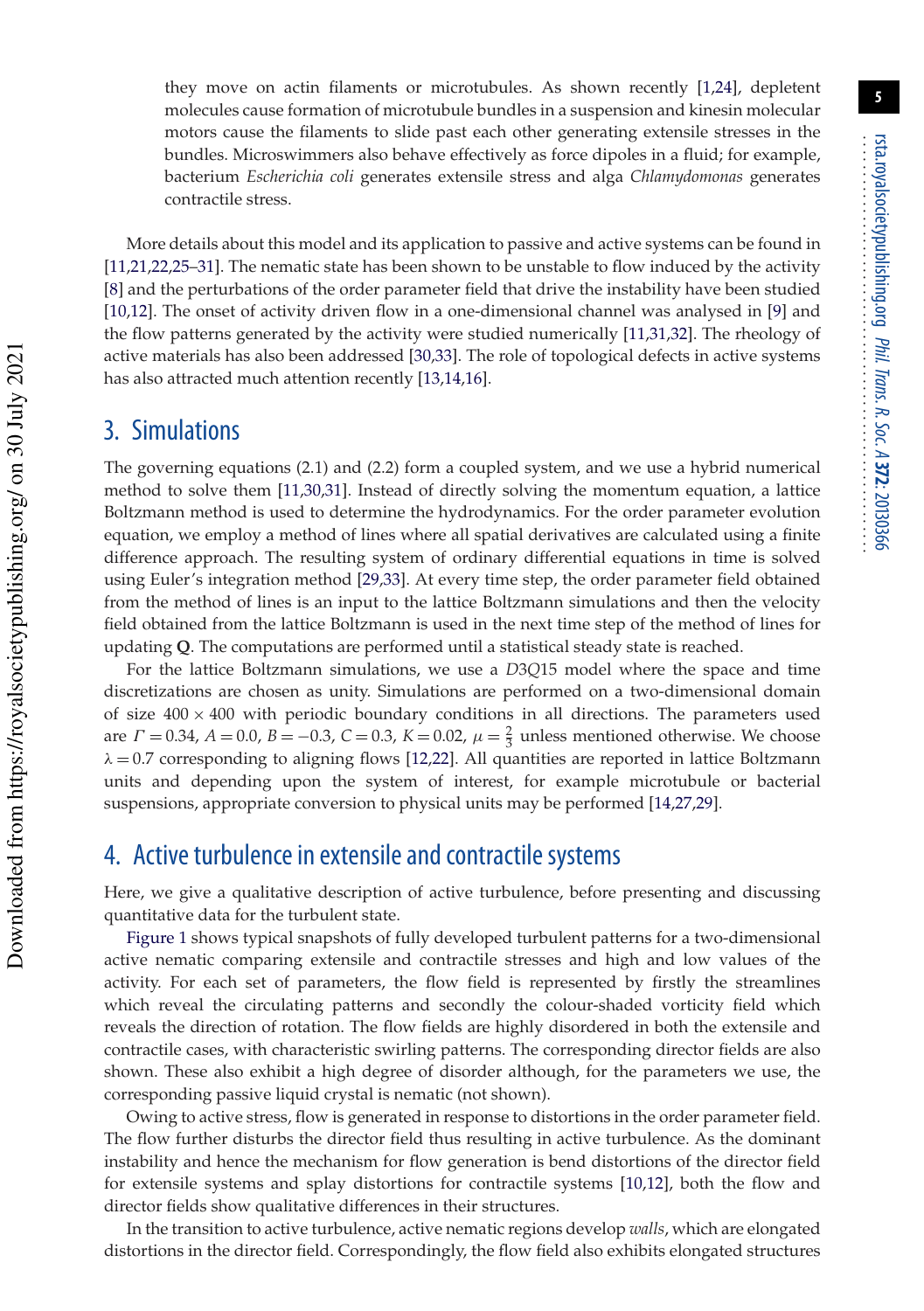they move on actin filaments or microtubules. As shown recently [1,24], depletent molecules cause formation of microtubule bundles in a suspension and kinesin molecular motors cause the filaments to slide past each other generating extensile stresses in the bundles. Microswimmers also behave effectively as force dipoles in a fluid; for example, bacterium *Escherichia coli* generates extensile stress and alga *Chlamydomonas* generates contractile stress.

More details about this model and its application to passive and active systems can be found in [11,21,22,25–31]. The nematic state has been shown to be unstable to flow induced by the activity [8] and the perturbations of the order parameter field that drive the instability have been studied [10,12]. The onset of activity driven flow in a one-dimensional channel was analysed in [9] and the flow patterns generated by the activity were studied numerically [11,31,32]. The rheology of active materials has also been addressed [30,33]. The role of topological defects in active systems has also attracted much attention recently [13,14,16].

## 3. Simulations

The governing equations (2.1) and (2.2) form a coupled system, and we use a hybrid numerical method to solve them [11,30,31]. Instead of directly solving the momentum equation, a lattice Boltzmann method is used to determine the hydrodynamics. For the order parameter evolution equation, we employ a method of lines where all spatial derivatives are calculated using a finite difference approach. The resulting system of ordinary differential equations in time is solved using Euler's integration method [29,33]. At every time step, the order parameter field obtained from the method of lines is an input to the lattice Boltzmann simulations and then the velocity field obtained from the lattice Boltzmann is used in the next time step of the method of lines for updating $\mathbf{Q}$. The computations are performed until a statistical steady state is reached.

For the lattice Boltzmann simulations, we use a $D3Q15$ model where the space and time discretizations are chosen as unity. Simulations are performed on a two-dimensional domain of size $400 \times 400$ with periodic boundary conditions in all directions. The parameters used are $\Gamma = 0.34$, $A = 0.0$, $B = -0.3$, $C = 0.3$, $K = 0.02$, $\mu = \frac{2}{3}$ unless mentioned otherwise. We choose $\lambda = 0.7$ corresponding to aligning flows [12,22]. All quantities are reported in lattice Boltzmann units and depending upon the system of interest, for example microtubule or bacterial suspensions, appropriate conversion to physical units may be performed [14,27,29].

## 4. Active turbulence in extensile and contractile systems

Here, we give a qualitative description of active turbulence, before presenting and discussing quantitative data for the turbulent state.

Figure 1 shows typical snapshots of fully developed turbulent patterns for a two-dimensional active nematic comparing extensile and contractile stresses and high and low values of the activity. For each set of parameters, the flow field is represented by firstly the streamlines which reveal the circulating patterns and secondly the colour-shaded vorticity field which reveals the direction of rotation. The flow fields are highly disordered in both the extensile and contractile cases, with characteristic swirling patterns. The corresponding director fields are also shown. These also exhibit a high degree of disorder although, for the parameters we use, the corresponding passive liquid crystal is nematic (not shown).

Owing to active stress, flow is generated in response to distortions in the order parameter field. The flow further disturbs the director field thus resulting in active turbulence. As the dominant instability and hence the mechanism for flow generation is bend distortions of the director field for extensile systems and splay distortions for contractile systems [10,12], both the flow and director fields show qualitative differences in their structures.

In the transition to active turbulence, active nematic regions develop *walls*, which are elongated distortions in the director field. Correspondingly, the flow field also exhibits elongated structures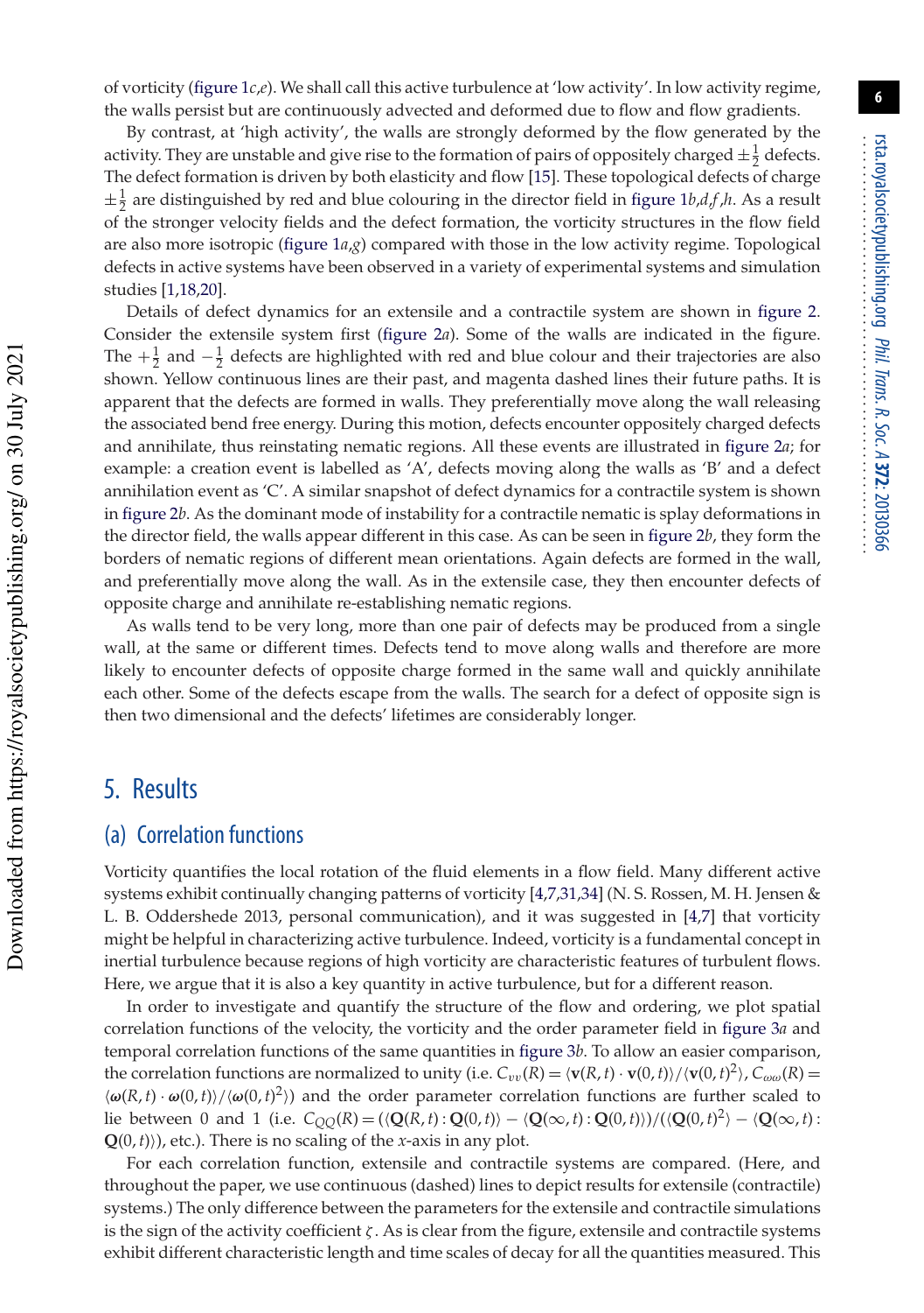of vorticity (figure 1*c*,*e*). We shall call this active turbulence at 'low activity'. In low activity regime, the walls persist but are continuously advected and deformed due to flow and flow gradients.

By contrast, at 'high activity', the walls are strongly deformed by the flow generated by the activity. They are unstable and give rise to the formation of pairs of oppositely charged $\pm\frac{1}{2}$ defects. The defect formation is driven by both elasticity and flow [15]. These topological defects of charge $\pm\frac{1}{2}$ are distinguished by red and blue colouring in the director field in figure 1*b*,*d*,*f*,*h*. As a result of the stronger velocity fields and the defect formation, the vorticity structures in the flow field are also more isotropic (figure 1*a*,*g*) compared with those in the low activity regime. Topological defects in active systems have been observed in a variety of experimental systems and simulation studies [1,18,20].

Details of defect dynamics for an extensile and a contractile system are shown in figure 2. Consider the extensile system first (figure 2*a*). Some of the walls are indicated in the figure. The $+\frac{1}{2}$ and $-\frac{1}{2}$ defects are highlighted with red and blue colour and their trajectories are also shown. Yellow continuous lines are their past, and magenta dashed lines their future paths. It is apparent that the defects are formed in walls. They preferentially move along the wall releasing the associated bend free energy. During this motion, defects encounter oppositely charged defects and annihilate, thus reinstating nematic regions. All these events are illustrated in figure 2*a*; for example: a creation event is labelled as 'A', defects moving along the walls as 'B' and a defect annihilation event as 'C'. A similar snapshot of defect dynamics for a contractile system is shown in figure 2*b*. As the dominant mode of instability for a contractile nematic is splay deformations in the director field, the walls appear different in this case. As can be seen in figure 2*b*, they form the borders of nematic regions of different mean orientations. Again defects are formed in the wall, and preferentially move along the wall. As in the extensile case, they then encounter defects of opposite charge and annihilate re-establishing nematic regions.

As walls tend to be very long, more than one pair of defects may be produced from a single wall, at the same or different times. Defects tend to move along walls and therefore are more likely to encounter defects of opposite charge formed in the same wall and quickly annihilate each other. Some of the defects escape from the walls. The search for a defect of opposite sign is then two dimensional and the defects' lifetimes are considerably longer.

## 5. Results

### (a) Correlation functions

Vorticity quantifies the local rotation of the fluid elements in a flow field. Many different active systems exhibit continually changing patterns of vorticity [4,7,31,34] (N. S. Rossen, M. H. Jensen & L. B. Oddershede 2013, personal communication), and it was suggested in [4,7] that vorticity might be helpful in characterizing active turbulence. Indeed, vorticity is a fundamental concept in inertial turbulence because regions of high vorticity are characteristic features of turbulent flows. Here, we argue that it is also a key quantity in active turbulence, but for a different reason.

In order to investigate and quantify the structure of the flow and ordering, we plot spatial correlation functions of the velocity, the vorticity and the order parameter field in figure 3*a* and temporal correlation functions of the same quantities in figure 3*b*. To allow an easier comparison, the correlation functions are normalized to unity (i.e. $C_{vv}(R) = \langle \mathbf{v}(R,t)\cdot\mathbf{v}(0,t)\rangle/\langle \mathbf{v}(0,t)^2\rangle$, $C_{\omega\omega}(R) = \langle \boldsymbol{\omega}(R,t)\cdot\boldsymbol{\omega}(0,t)\rangle/\langle \boldsymbol{\omega}(0,t)^2\rangle$) and the order parameter correlation functions are further scaled to lie between 0 and 1 (i.e. $C_{QQ}(R) = (\langle \mathbf{Q}(R,t):\mathbf{Q}(0,t)\rangle - \langle \mathbf{Q}(\infty,t):\mathbf{Q}(0,t)\rangle)/(\langle \mathbf{Q}(0,t)^2\rangle - \langle \mathbf{Q}(\infty,t):\mathbf{Q}(0,t)\rangle)$, etc.). There is no scaling of the *x*-axis in any plot.

For each correlation function, extensile and contractile systems are compared. (Here, and throughout the paper, we use continuous (dashed) lines to depict results for extensile (contractile) systems.) The only difference between the parameters for the extensile and contractile simulations is the sign of the activity coefficient $\zeta$. As is clear from the figure, extensile and contractile systems exhibit different characteristic length and time scales of decay for all the quantities measured. This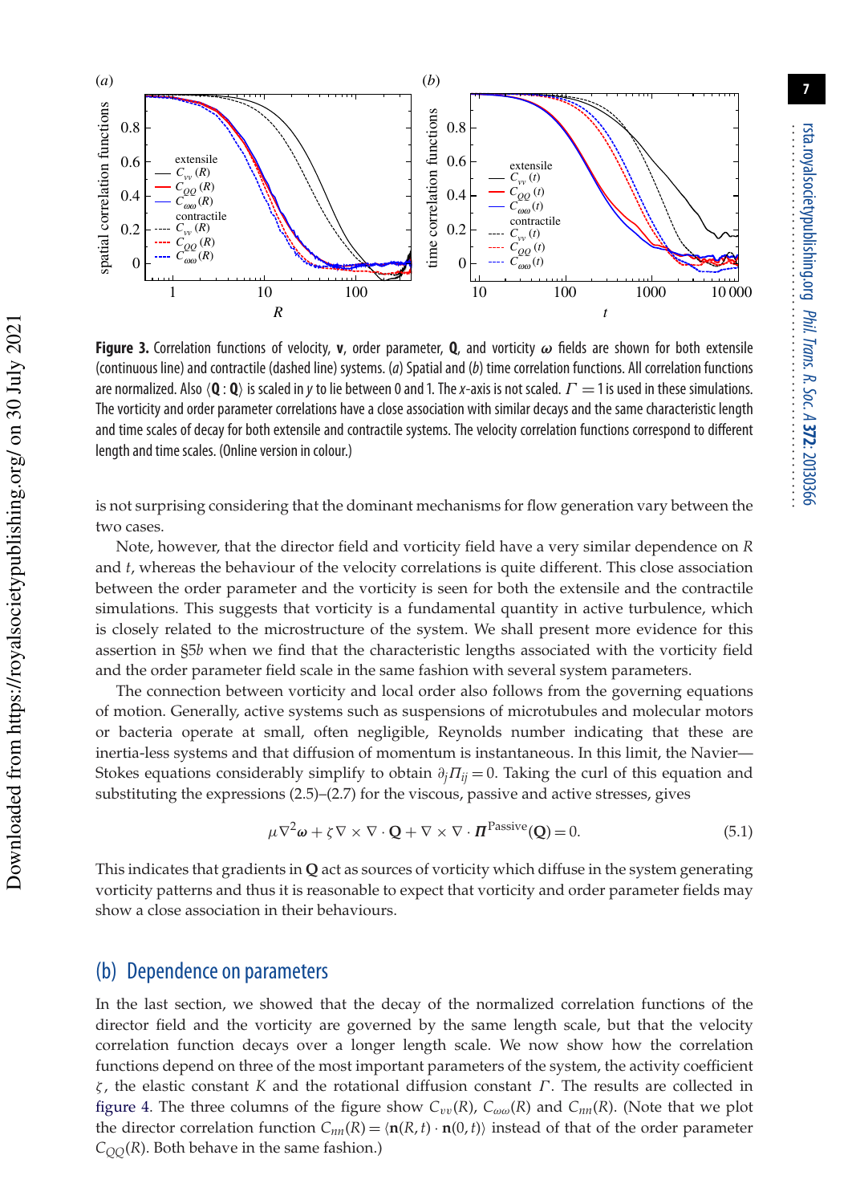**Figure 3.** Correlation functions of velocity, $\mathbf{v}$, order parameter, $\mathbf{Q}$, and vorticity $\boldsymbol{\omega}$ fields are shown for both extensile (continuous line) and contractile (dashed line) systems. (*a*) Spatial and (*b*) time correlation functions. All correlation functions are normalized. Also $\langle \mathbf{Q} : \mathbf{Q} \rangle$ is scaled in $y$ to lie between 0 and 1. The $x$-axis is not scaled. $\Gamma = 1$ is used in these simulations. The vorticity and order parameter correlations have a close association with similar decays and the same characteristic length and time scales of decay for both extensile and contractile systems. The velocity correlation functions correspond to different length and time scales. (Online version in colour.)

is not surprising considering that the dominant mechanisms for flow generation vary between the two cases.

Note, however, that the director field and vorticity field have a very similar dependence on $R$ and $t$, whereas the behaviour of the velocity correlations is quite different. This close association between the order parameter and the vorticity is seen for both the extensile and the contractile simulations. This suggests that vorticity is a fundamental quantity in active turbulence, which is closely related to the microstructure of the system. We shall present more evidence for this assertion in §5*b* when we find that the characteristic lengths associated with the vorticity field and the order parameter field scale in the same fashion with several system parameters.

The connection between vorticity and local order also follows from the governing equations of motion. Generally, active systems such as suspensions of microtubules and molecular motors or bacteria operate at small, often negligible, Reynolds number indicating that these are inertia-less systems and that diffusion of momentum is instantaneous. In this limit, the Navier—Stokes equations considerably simplify to obtain $\partial_j \Pi_{ij} = 0$. Taking the curl of this equation and substituting the expressions (2.5)–(2.7) for the viscous, passive and active stresses, gives

$$\mu \nabla^2 \boldsymbol{\omega} + \zeta \nabla \times \nabla \cdot \mathbf{Q} + \nabla \times \nabla \cdot \boldsymbol{\Pi}^{\text{Passive}}(\mathbf{Q}) = 0. \tag{5.1}$$

This indicates that gradients in $\mathbf{Q}$ act as sources of vorticity which diffuse in the system generating vorticity patterns and thus it is reasonable to expect that vorticity and order parameter fields may show a close association in their behaviours.

## (b) Dependence on parameters

In the last section, we showed that the decay of the normalized correlation functions of the director field and the vorticity are governed by the same length scale, but that the velocity correlation function decays over a longer length scale. We now show how the correlation functions depend on three of the most important parameters of the system, the activity coefficient $\zeta$, the elastic constant $K$ and the rotational diffusion constant $\Gamma$. The results are collected in figure 4. The three columns of the figure show $C_{vv}(R)$, $C_{\omega\omega}(R)$ and $C_{nn}(R)$. (Note that we plot the director correlation function $C_{nn}(R) = \langle \mathbf{n}(R, t) \cdot \mathbf{n}(0, t) \rangle$ instead of that of the order parameter $C_{QQ}(R)$. Both behave in the same fashion.)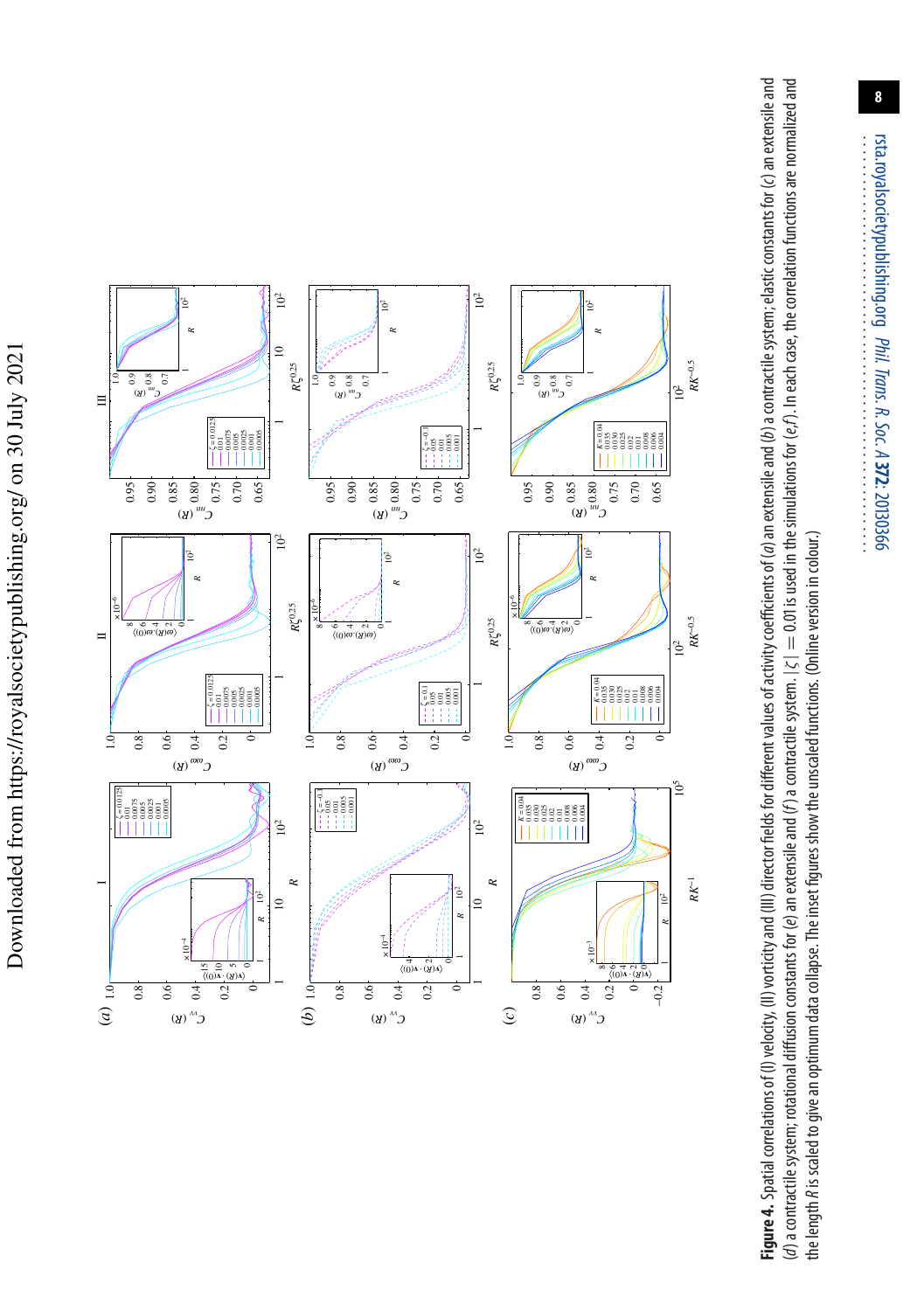**Figure 4.** Spatial correlations of (I) velocity, (II) vorticity and (III) director fields for different values of activity coefficients of (*a*) an extensile and (*b*) a contractile system; elastic constants for (*c*) an extensile and (*d*) a contractile system; rotational diffusion constants for (*e*) an extensile and (*f*) a contractile system. $|\zeta| = 0.01$ is used in the simulations for (*e*,*f*). In each case, the correlation functions are normalized and the length $R$ is scaled to give an optimum data collapse. The inset figures show the unscaled functions. (Online version in colour.)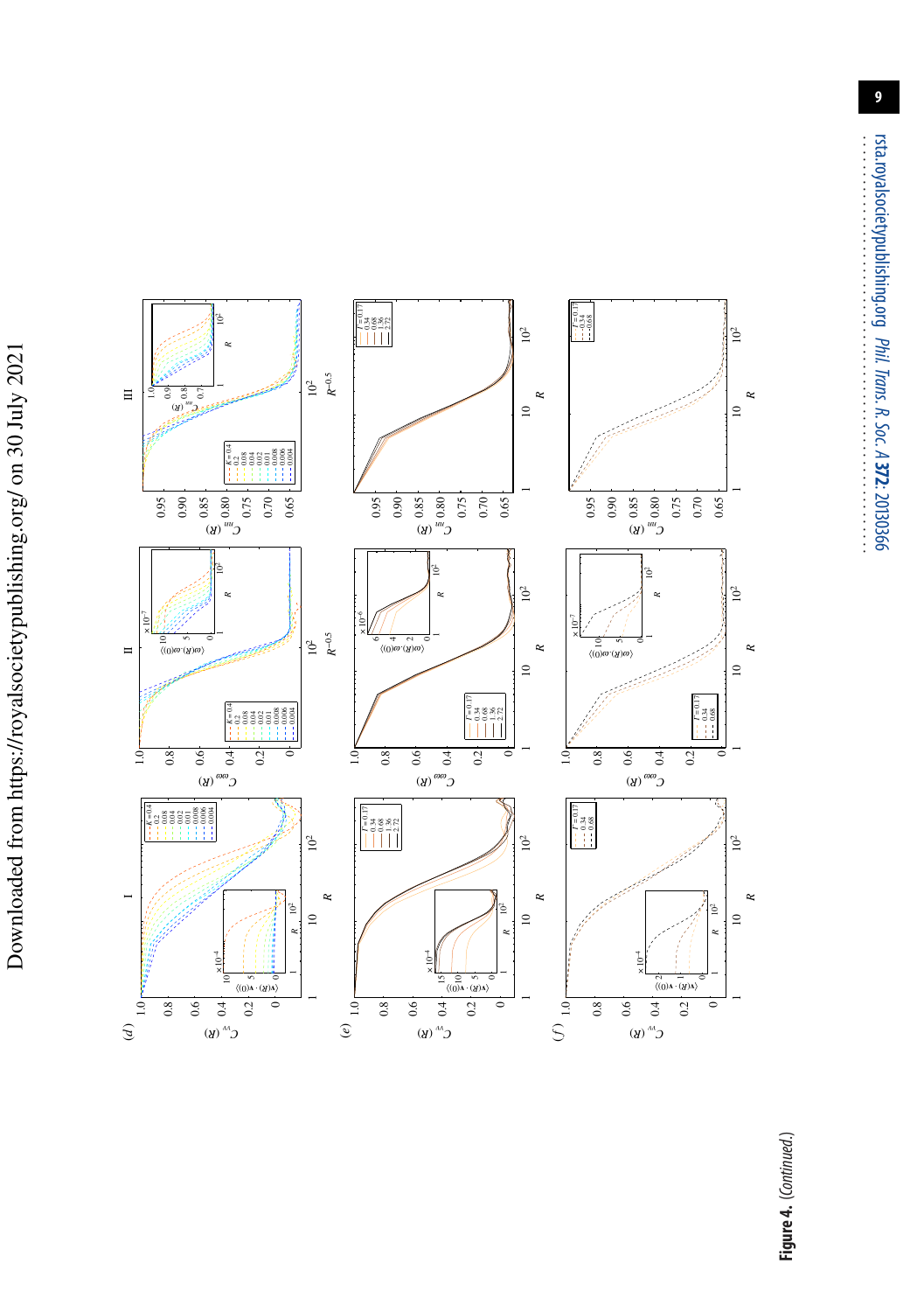**Figure 4.** (*Continued*.)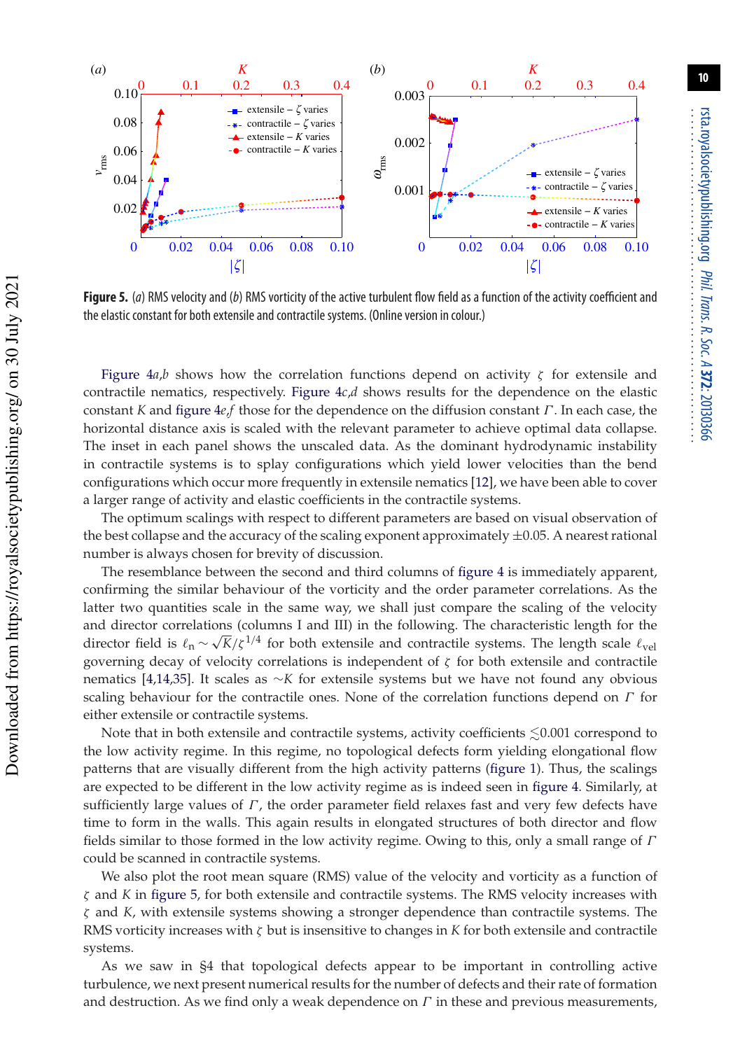**Figure 5.** (*a*) RMS velocity and (*b*) RMS vorticity of the active turbulent flow field as a function of the activity coefficient and the elastic constant for both extensile and contractile systems. (Online version in colour.)

Figure 4*a*,*b* shows how the correlation functions depend on activity $\zeta$ for extensile and contractile nematics, respectively. Figure 4*c*,*d* shows results for the dependence on the elastic constant $K$ and figure 4*e*,*f* those for the dependence on the diffusion constant $\Gamma$. In each case, the horizontal distance axis is scaled with the relevant parameter to achieve optimal data collapse. The inset in each panel shows the unscaled data. As the dominant hydrodynamic instability in contractile systems is to splay configurations which yield lower velocities than the bend configurations which occur more frequently in extensile nematics [12], we have been able to cover a larger range of activity and elastic coefficients in the contractile systems.

The optimum scalings with respect to different parameters are based on visual observation of the best collapse and the accuracy of the scaling exponent approximately $\pm 0.05$. A nearest rational number is always chosen for brevity of discussion.

The resemblance between the second and third columns of figure 4 is immediately apparent, confirming the similar behaviour of the vorticity and the order parameter correlations. As the latter two quantities scale in the same way, we shall just compare the scaling of the velocity and director correlations (columns I and III) in the following. The characteristic length for the director field is $\ell_{\rm n} \sim \sqrt{K}/\zeta^{1/4}$ for both extensile and contractile systems. The length scale $\ell_{\rm vel}$ governing decay of velocity correlations is independent of $\zeta$ for both extensile and contractile nematics [4,14,35]. It scales as $\sim K$ for extensile systems but we have not found any obvious scaling behaviour for the contractile ones. None of the correlation functions depend on $\Gamma$ for either extensile or contractile systems.

Note that in both extensile and contractile systems, activity coefficients $\lesssim 0.001$ correspond to the low activity regime. In this regime, no topological defects form yielding elongational flow patterns that are visually different from the high activity patterns (figure 1). Thus, the scalings are expected to be different in the low activity regime as is indeed seen in figure 4. Similarly, at sufficiently large values of $\Gamma$, the order parameter field relaxes fast and very few defects have time to form in the walls. This again results in elongated structures of both director and flow fields similar to those formed in the low activity regime. Owing to this, only a small range of $\Gamma$ could be scanned in contractile systems.

We also plot the root mean square (RMS) value of the velocity and vorticity as a function of $\zeta$ and $K$ in figure 5, for both extensile and contractile systems. The RMS velocity increases with $\zeta$ and $K$, with extensile systems showing a stronger dependence than contractile systems. The RMS vorticity increases with $\zeta$ but is insensitive to changes in $K$ for both extensile and contractile systems.

As we saw in §4 that topological defects appear to be important in controlling active turbulence, we next present numerical results for the number of defects and their rate of formation and destruction. As we find only a weak dependence on $\Gamma$ in these and previous measurements,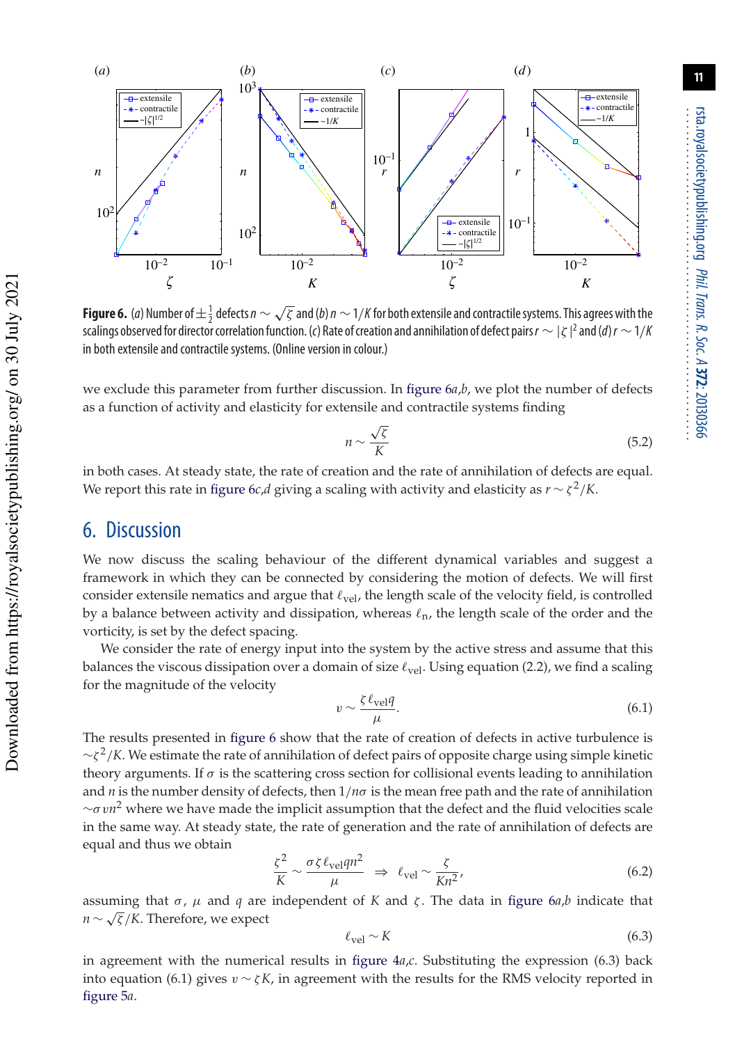**Figure 6.** (*a*) Number of $\pm\frac{1}{2}$ defects $n \sim \sqrt{\zeta}$ and (*b*) $n \sim 1/K$ for both extensile and contractile systems. This agrees with the scalings observed for director correlation function. (*c*) Rate of creation and annihilation of defect pairs $r \sim |\zeta|^2$ and (*d*) $r \sim 1/K$ in both extensile and contractile systems. (Online version in colour.)

we exclude this parameter from further discussion. In figure 6*a*,*b*, we plot the number of defects as a function of activity and elasticity for extensile and contractile systems finding

$$n \sim \frac{\sqrt{\zeta}}{K} \tag{5.2}$$

in both cases. At steady state, the rate of creation and the rate of annihilation of defects are equal. We report this rate in figure 6*c*,*d* giving a scaling with activity and elasticity as $r \sim \zeta^2/K$.

## 6. Discussion

We now discuss the scaling behaviour of the different dynamical variables and suggest a framework in which they can be connected by considering the motion of defects. We will first consider extensile nematics and argue that $\ell_{\text{vel}}$, the length scale of the velocity field, is controlled by a balance between activity and dissipation, whereas $\ell_{\text{n}}$, the length scale of the order and the vorticity, is set by the defect spacing.

We consider the rate of energy input into the system by the active stress and assume that this balances the viscous dissipation over a domain of size $\ell_{\text{vel}}$. Using equation (2.2), we find a scaling for the magnitude of the velocity

$$v \sim \frac{\zeta \ell_{\text{vel}} q}{\mu}. \tag{6.1}$$

The results presented in figure 6 show that the rate of creation of defects in active turbulence is $\sim \zeta^2/K$. We estimate the rate of annihilation of defect pairs of opposite charge using simple kinetic theory arguments. If $\sigma$ is the scattering cross section for collisional events leading to annihilation and $n$ is the number density of defects, then $1/n\sigma$ is the mean free path and the rate of annihilation $\sim \sigma v n^2$ where we have made the implicit assumption that the defect and the fluid velocities scale in the same way. At steady state, the rate of generation and the rate of annihilation of defects are equal and thus we obtain

$$\frac{\zeta^2}{K} \sim \frac{\sigma \zeta \ell_{\text{vel}} q n^2}{\mu} \;\Rightarrow\; \ell_{\text{vel}} \sim \frac{\zeta}{K n^2}, \tag{6.2}$$

assuming that $\sigma$, $\mu$ and $q$ are independent of $K$ and $\zeta$. The data in figure 6*a*,*b* indicate that $n \sim \sqrt{\zeta}/K$. Therefore, we expect

$$\ell_{\text{vel}} \sim K \tag{6.3}$$

in agreement with the numerical results in figure 4*a*,*c*. Substituting the expression (6.3) back into equation (6.1) gives $v \sim \zeta K$, in agreement with the results for the RMS velocity reported in figure 5*a*.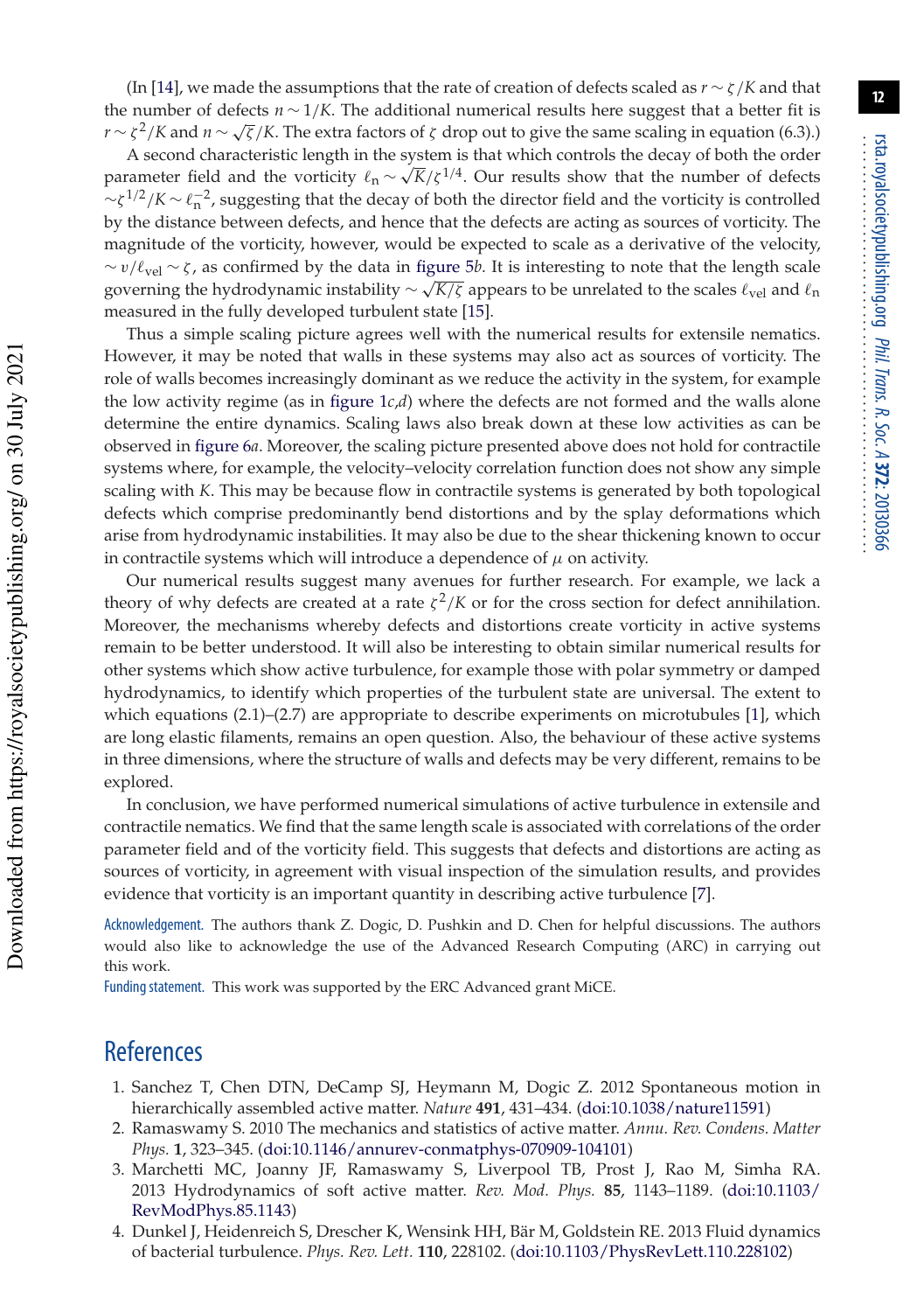(In [14], we made the assumptions that the rate of creation of defects scaled as $r \sim \zeta/K$ and that the number of defects $n \sim 1/K$. The additional numerical results here suggest that a better fit is $r \sim \zeta^2/K$ and $n \sim \sqrt{\zeta}/K$. The extra factors of $\zeta$ drop out to give the same scaling in equation (6.3).)

A second characteristic length in the system is that which controls the decay of both the order parameter field and the vorticity $\ell_{\mathrm{n}} \sim \sqrt{K}/\zeta^{1/4}$. Our results show that the number of defects $\sim \zeta^{1/2}/K \sim \ell_{\mathrm{n}}^{-2}$, suggesting that the decay of both the director field and the vorticity is controlled by the distance between defects, and hence that the defects are acting as sources of vorticity. The magnitude of the vorticity, however, would be expected to scale as a derivative of the velocity, $\sim v/\ell_{\mathrm{vel}} \sim \zeta$, as confirmed by the data in figure 5*b*. It is interesting to note that the length scale governing the hydrodynamic instability $\sim \sqrt{K/\zeta}$ appears to be unrelated to the scales $\ell_{\mathrm{vel}}$ and $\ell_{\mathrm{n}}$ measured in the fully developed turbulent state [15].

Thus a simple scaling picture agrees well with the numerical results for extensile nematics. However, it may be noted that walls in these systems may also act as sources of vorticity. The role of walls becomes increasingly dominant as we reduce the activity in the system, for example the low activity regime (as in figure 1*c*,*d*) where the defects are not formed and the walls alone determine the entire dynamics. Scaling laws also break down at these low activities as can be observed in figure 6*a*. Moreover, the scaling picture presented above does not hold for contractile systems where, for example, the velocity–velocity correlation function does not show any simple scaling with $K$. This may be because flow in contractile systems is generated by both topological defects which comprise predominantly bend distortions and by the splay deformations which arise from hydrodynamic instabilities. It may also be due to the shear thickening known to occur in contractile systems which will introduce a dependence of $\mu$ on activity.

Our numerical results suggest many avenues for further research. For example, we lack a theory of why defects are created at a rate $\zeta^2/K$ or for the cross section for defect annihilation. Moreover, the mechanisms whereby defects and distortions create vorticity in active systems remain to be better understood. It will also be interesting to obtain similar numerical results for other systems which show active turbulence, for example those with polar symmetry or damped hydrodynamics, to identify which properties of the turbulent state are universal. The extent to which equations (2.1)–(2.7) are appropriate to describe experiments on microtubules [1], which are long elastic filaments, remains an open question. Also, the behaviour of these active systems in three dimensions, where the structure of walls and defects may be very different, remains to be explored.

In conclusion, we have performed numerical simulations of active turbulence in extensile and contractile nematics. We find that the same length scale is associated with correlations of the order parameter field and of the vorticity field. This suggests that defects and distortions are acting as sources of vorticity, in agreement with visual inspection of the simulation results, and provides evidence that vorticity is an important quantity in describing active turbulence [7].

Acknowledgement. The authors thank Z. Dogic, D. Pushkin and D. Chen for helpful discussions. The authors would also like to acknowledge the use of the Advanced Research Computing (ARC) in carrying out this work.

Funding statement. This work was supported by the ERC Advanced grant MiCE.

## References

1. Sanchez T, Chen DTN, DeCamp SJ, Heymann M, Dogic Z. 2012 Spontaneous motion in hierarchically assembled active matter. *Nature* **491**, 431–434. (doi:10.1038/nature11591)
2. Ramaswamy S. 2010 The mechanics and statistics of active matter. *Annu. Rev. Condens. Matter Phys.* **1**, 323–345. (doi:10.1146/annurev-conmatphys-070909-104101)
3. Marchetti MC, Joanny JF, Ramaswamy S, Liverpool TB, Prost J, Rao M, Simha RA. 2013 Hydrodynamics of soft active matter. *Rev. Mod. Phys.* **85**, 1143–1189. (doi:10.1103/RevModPhys.85.1143)
4. Dunkel J, Heidenreich S, Drescher K, Wensink HH, Bär M, Goldstein RE. 2013 Fluid dynamics of bacterial turbulence. *Phys. Rev. Lett.* **110**, 228102. (doi:10.1103/PhysRevLett.110.228102)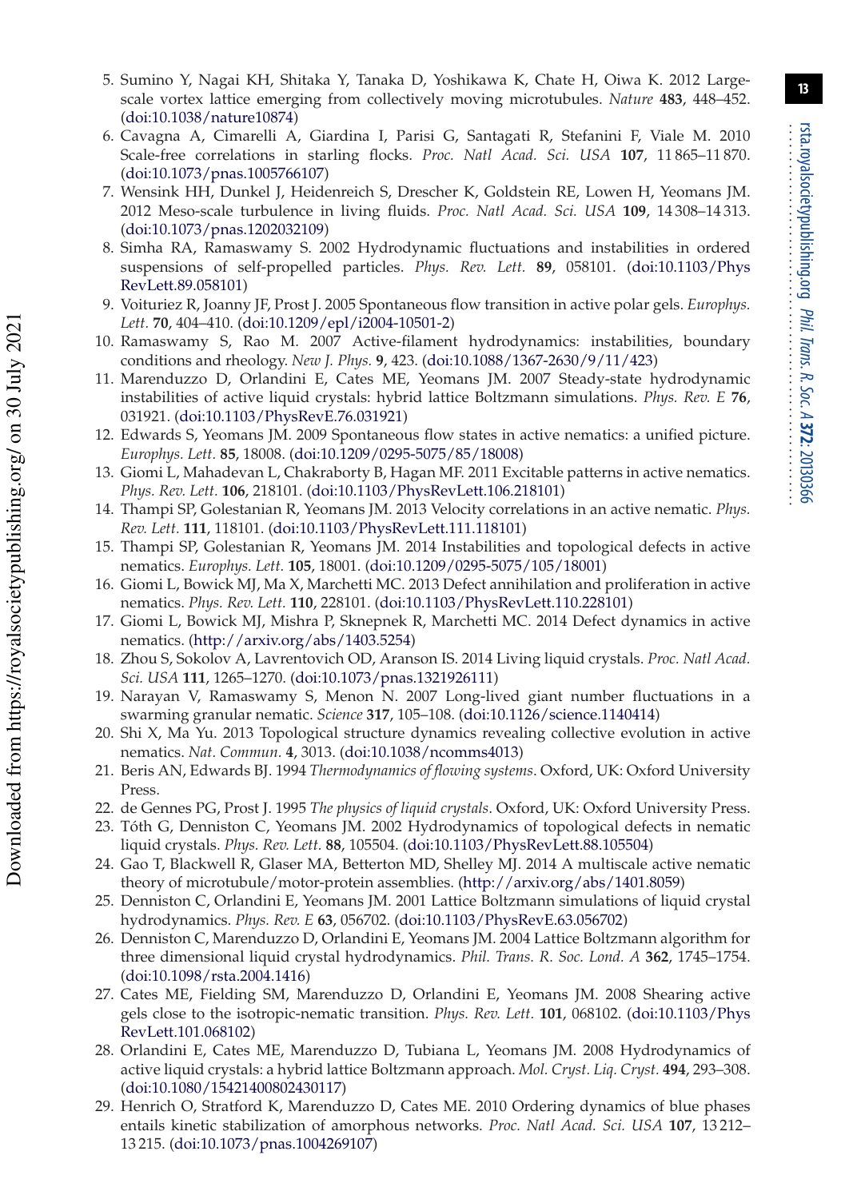5. Sumino Y, Nagai KH, Shitaka Y, Tanaka D, Yoshikawa K, Chate H, Oiwa K. 2012 Large-scale vortex lattice emerging from collectively moving microtubules. *Nature* **483**, 448–452. (doi:10.1038/nature10874)
6. Cavagna A, Cimarelli A, Giardina I, Parisi G, Santagati R, Stefanini F, Viale M. 2010 Scale-free correlations in starling flocks. *Proc. Natl Acad. Sci. USA* **107**, 11 865–11 870. (doi:10.1073/pnas.1005766107)
7. Wensink HH, Dunkel J, Heidenreich S, Drescher K, Goldstein RE, Lowen H, Yeomans JM. 2012 Meso-scale turbulence in living fluids. *Proc. Natl Acad. Sci. USA* **109**, 14 308–14 313. (doi:10.1073/pnas.1202032109)
8. Simha RA, Ramaswamy S. 2002 Hydrodynamic fluctuations and instabilities in ordered suspensions of self-propelled particles. *Phys. Rev. Lett.* **89**, 058101. (doi:10.1103/PhysRevLett.89.058101)
9. Voituriez R, Joanny JF, Prost J. 2005 Spontaneous flow transition in active polar gels. *Europhys. Lett.* **70**, 404–410. (doi:10.1209/epl/i2004-10501-2)
10. Ramaswamy S, Rao M. 2007 Active-filament hydrodynamics: instabilities, boundary conditions and rheology. *New J. Phys.* **9**, 423. (doi:10.1088/1367-2630/9/11/423)
11. Marenduzzo D, Orlandini E, Cates ME, Yeomans JM. 2007 Steady-state hydrodynamic instabilities of active liquid crystals: hybrid lattice Boltzmann simulations. *Phys. Rev. E* **76**, 031921. (doi:10.1103/PhysRevE.76.031921)
12. Edwards S, Yeomans JM. 2009 Spontaneous flow states in active nematics: a unified picture. *Europhys. Lett.* **85**, 18008. (doi:10.1209/0295-5075/85/18008)
13. Giomi L, Mahadevan L, Chakraborty B, Hagan MF. 2011 Excitable patterns in active nematics. *Phys. Rev. Lett.* **106**, 218101. (doi:10.1103/PhysRevLett.106.218101)
14. Thampi SP, Golestanian R, Yeomans JM. 2013 Velocity correlations in an active nematic. *Phys. Rev. Lett.* **111**, 118101. (doi:10.1103/PhysRevLett.111.118101)
15. Thampi SP, Golestanian R, Yeomans JM. 2014 Instabilities and topological defects in active nematics. *Europhys. Lett.* **105**, 18001. (doi:10.1209/0295-5075/105/18001)
16. Giomi L, Bowick MJ, Ma X, Marchetti MC. 2013 Defect annihilation and proliferation in active nematics. *Phys. Rev. Lett.* **110**, 228101. (doi:10.1103/PhysRevLett.110.228101)
17. Giomi L, Bowick MJ, Mishra P, Sknepnek R, Marchetti MC. 2014 Defect dynamics in active nematics. (http://arxiv.org/abs/1403.5254)
18. Zhou S, Sokolov A, Lavrentovich OD, Aranson IS. 2014 Living liquid crystals. *Proc. Natl Acad. Sci. USA* **111**, 1265–1270. (doi:10.1073/pnas.1321926111)
19. Narayan V, Ramaswamy S, Menon N. 2007 Long-lived giant number fluctuations in a swarming granular nematic. *Science* **317**, 105–108. (doi:10.1126/science.1140414)
20. Shi X, Ma Yu. 2013 Topological structure dynamics revealing collective evolution in active nematics. *Nat. Commun.* **4**, 3013. (doi:10.1038/ncomms4013)
21. Beris AN, Edwards BJ. 1994 *Thermodynamics of flowing systems*. Oxford, UK: Oxford University Press.
22. de Gennes PG, Prost J. 1995 *The physics of liquid crystals*. Oxford, UK: Oxford University Press.
23. Tóth G, Denniston C, Yeomans JM. 2002 Hydrodynamics of topological defects in nematic liquid crystals. *Phys. Rev. Lett.* **88**, 105504. (doi:10.1103/PhysRevLett.88.105504)
24. Gao T, Blackwell R, Glaser MA, Betterton MD, Shelley MJ. 2014 A multiscale active nematic theory of microtubule/motor-protein assemblies. (http://arxiv.org/abs/1401.8059)
25. Denniston C, Orlandini E, Yeomans JM. 2001 Lattice Boltzmann simulations of liquid crystal hydrodynamics. *Phys. Rev. E* **63**, 056702. (doi:10.1103/PhysRevE.63.056702)
26. Denniston C, Marenduzzo D, Orlandini E, Yeomans JM. 2004 Lattice Boltzmann algorithm for three dimensional liquid crystal hydrodynamics. *Phil. Trans. R. Soc. Lond. A* **362**, 1745–1754. (doi:10.1098/rsta.2004.1416)
27. Cates ME, Fielding SM, Marenduzzo D, Orlandini E, Yeomans JM. 2008 Shearing active gels close to the isotropic-nematic transition. *Phys. Rev. Lett.* **101**, 068102. (doi:10.1103/PhysRevLett.101.068102)
28. Orlandini E, Cates ME, Marenduzzo D, Tubiana L, Yeomans JM. 2008 Hydrodynamics of active liquid crystals: a hybrid lattice Boltzmann approach. *Mol. Cryst. Liq. Cryst.* **494**, 293–308. (doi:10.1080/15421400802430117)
29. Henrich O, Stratford K, Marenduzzo D, Cates ME. 2010 Ordering dynamics of blue phases entails kinetic stabilization of amorphous networks. *Proc. Natl Acad. Sci. USA* **107**, 13 212–13 215. (doi:10.1073/pnas.1004269107)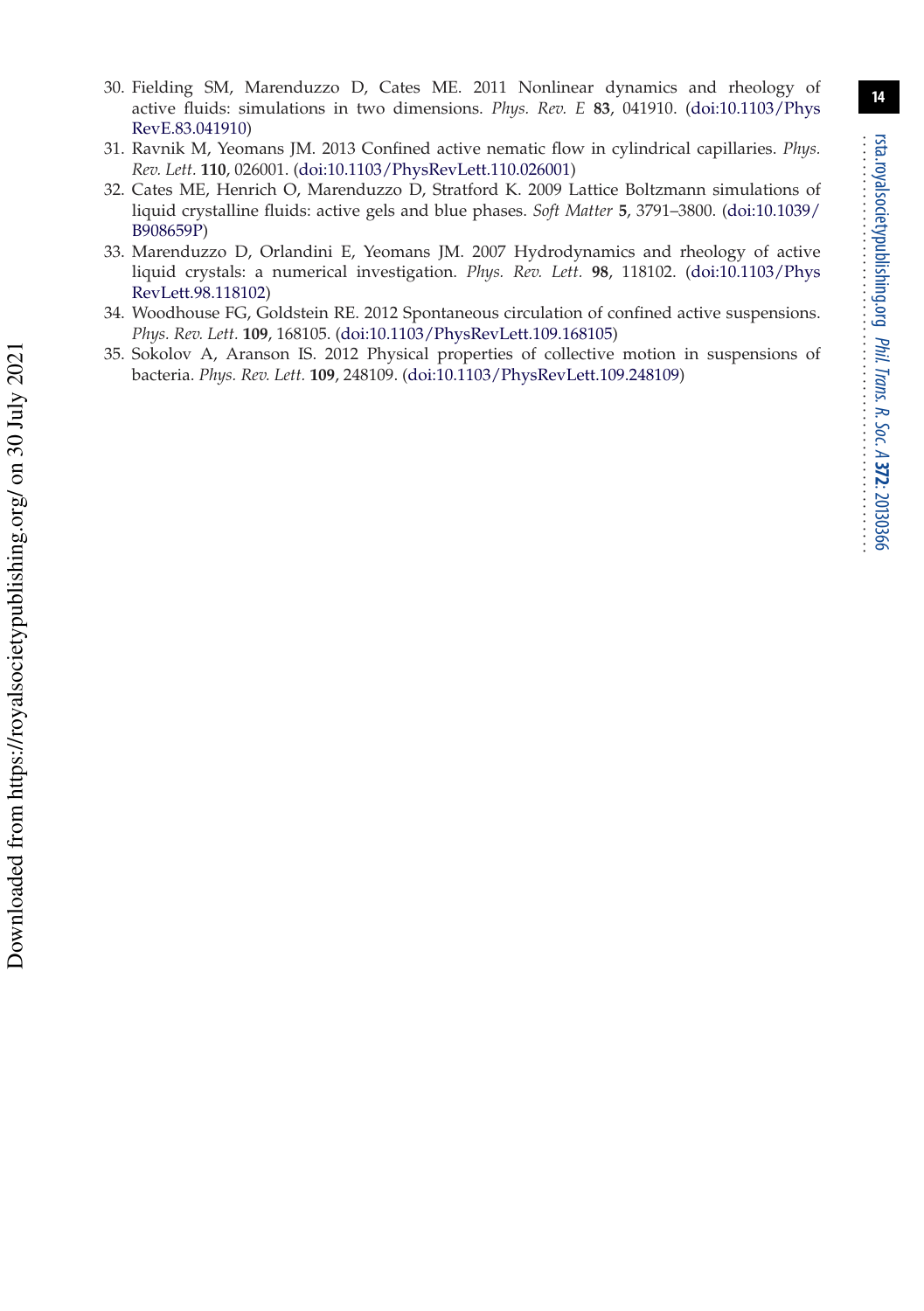30. Fielding SM, Marenduzzo D, Cates ME. 2011 Nonlinear dynamics and rheology of active fluids: simulations in two dimensions. *Phys. Rev. E* **83**, 041910. (doi:10.1103/PhysRevE.83.041910)
31. Ravnik M, Yeomans JM. 2013 Confined active nematic flow in cylindrical capillaries. *Phys. Rev. Lett.* **110**, 026001. (doi:10.1103/PhysRevLett.110.026001)
32. Cates ME, Henrich O, Marenduzzo D, Stratford K. 2009 Lattice Boltzmann simulations of liquid crystalline fluids: active gels and blue phases. *Soft Matter* **5**, 3791–3800. (doi:10.1039/B908659P)
33. Marenduzzo D, Orlandini E, Yeomans JM. 2007 Hydrodynamics and rheology of active liquid crystals: a numerical investigation. *Phys. Rev. Lett.* **98**, 118102. (doi:10.1103/PhysRevLett.98.118102)
34. Woodhouse FG, Goldstein RE. 2012 Spontaneous circulation of confined active suspensions. *Phys. Rev. Lett.* **109**, 168105. (doi:10.1103/PhysRevLett.109.168105)
35. Sokolov A, Aranson IS. 2012 Physical properties of collective motion in suspensions of bacteria. *Phys. Rev. Lett.* **109**, 248109. (doi:10.1103/PhysRevLett.109.248109)